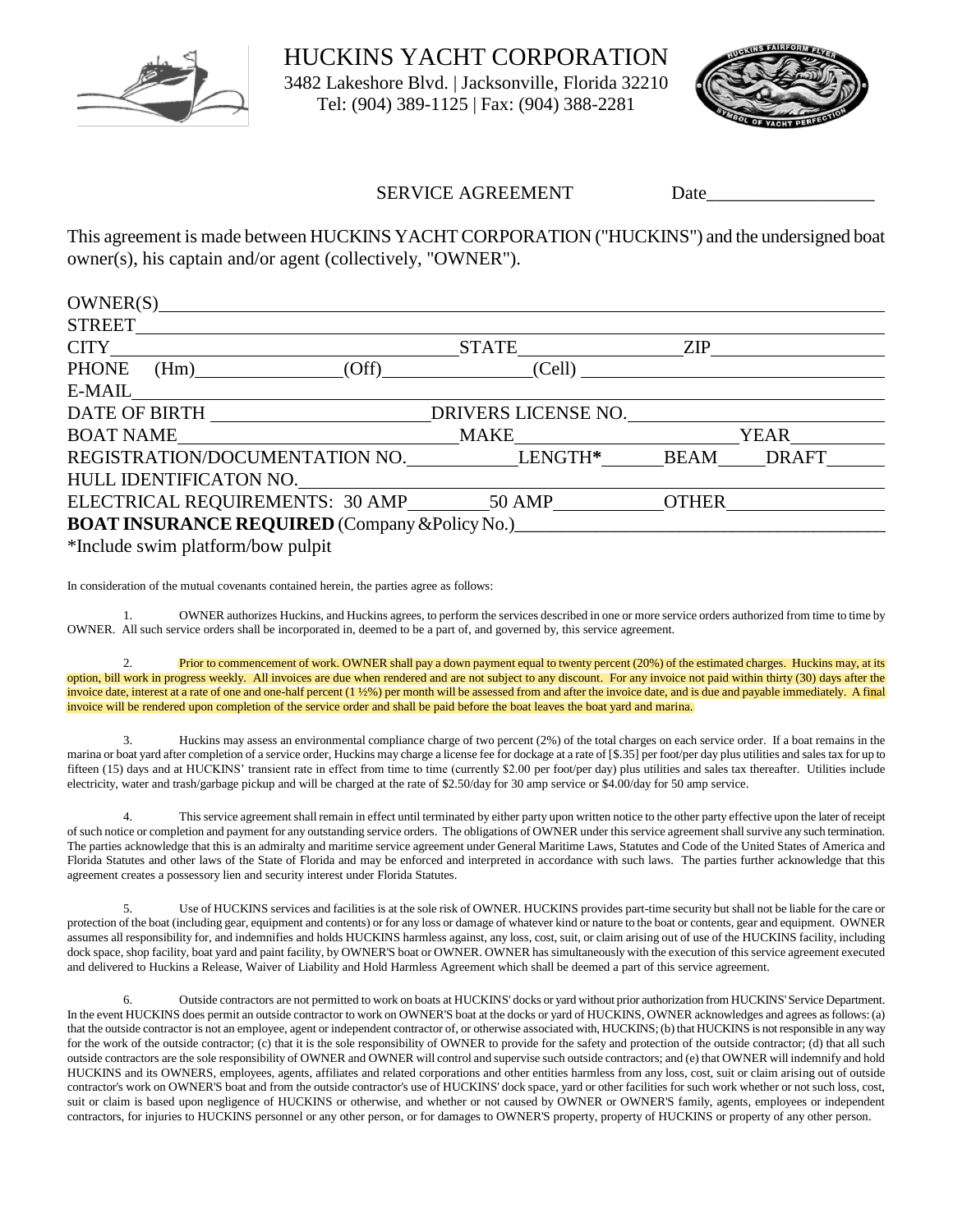# HUCKINS YACHT CORPORATION

3482 Lakeshore Blvd. | Jacksonville, Florida 32210
Tel: (904) 389-1125 | Fax: (904) 388-2281

## SERVICE AGREEMENT

Date__________________

This agreement is made between HUCKINS YACHT CORPORATION ("HUCKINS") and the undersigned boat owner(s), his captain and/or agent (collectively, "OWNER").

OWNER(S)________________________________________________________________________
STREET__________________________________________________________________________
CITY________________________________ STATE________________ ZIP__________________
PHONE (Hm)______________ (Off)______________ (Cell)______________________________
E-MAIL__________________________________________________________________________
DATE OF BIRTH ______________________ DRIVERS LICENSE NO.______________________
BOAT NAME__________________________ MAKE______________________ YEAR__________
REGISTRATION/DOCUMENTATION NO.___________ LENGTH*_______ BEAM_____ DRAFT______
HULL IDENTIFICATON NO.__________________________________________________________
ELECTRICAL REQUIREMENTS: 30 AMP________ 50 AMP___________ OTHER________________
**BOAT INSURANCE REQUIRED** (Company &Policy No.)________________________________________
*Include swim platform/bow pulpit

In consideration of the mutual covenants contained herein, the parties agree as follows:

1. OWNER authorizes Huckins, and Huckins agrees, to perform the services described in one or more service orders authorized from time to time by OWNER. All such service orders shall be incorporated in, deemed to be a part of, and governed by, this service agreement.

2. Prior to commencement of work. OWNER shall pay a down payment equal to twenty percent (20%) of the estimated charges. Huckins may, at its option, bill work in progress weekly. All invoices are due when rendered and are not subject to any discount. For any invoice not paid within thirty (30) days after the invoice date, interest at a rate of one and one-half percent (1 ½%) per month will be assessed from and after the invoice date, and is due and payable immediately. A final invoice will be rendered upon completion of the service order and shall be paid before the boat leaves the boat yard and marina.

3. Huckins may assess an environmental compliance charge of two percent (2%) of the total charges on each service order. If a boat remains in the marina or boat yard after completion of a service order, Huckins may charge a license fee for dockage at a rate of [$.35] per foot/per day plus utilities and sales tax for up to fifteen (15) days and at HUCKINS' transient rate in effect from time to time (currently $2.00 per foot/per day) plus utilities and sales tax thereafter. Utilities include electricity, water and trash/garbage pickup and will be charged at the rate of $2.50/day for 30 amp service or $4.00/day for 50 amp service.

4. This service agreement shall remain in effect until terminated by either party upon written notice to the other party effective upon the later of receipt of such notice or completion and payment for any outstanding service orders. The obligations of OWNER under this service agreement shall survive any such termination. The parties acknowledge that this is an admiralty and maritime service agreement under General Maritime Laws, Statutes and Code of the United States of America and Florida Statutes and other laws of the State of Florida and may be enforced and interpreted in accordance with such laws. The parties further acknowledge that this agreement creates a possessory lien and security interest under Florida Statutes.

5. Use of HUCKINS services and facilities is at the sole risk of OWNER. HUCKINS provides part-time security but shall not be liable for the care or protection of the boat (including gear, equipment and contents) or for any loss or damage of whatever kind or nature to the boat or contents, gear and equipment. OWNER assumes all responsibility for, and indemnifies and holds HUCKINS harmless against, any loss, cost, suit, or claim arising out of use of the HUCKINS facility, including dock space, shop facility, boat yard and paint facility, by OWNER'S boat or OWNER. OWNER has simultaneously with the execution of this service agreement executed and delivered to Huckins a Release, Waiver of Liability and Hold Harmless Agreement which shall be deemed a part of this service agreement.

6. Outside contractors are not permitted to work on boats at HUCKINS' docks or yard without prior authorization from HUCKINS' Service Department. In the event HUCKINS does permit an outside contractor to work on OWNER'S boat at the docks or yard of HUCKINS, OWNER acknowledges and agrees as follows: (a) that the outside contractor is not an employee, agent or independent contractor of, or otherwise associated with, HUCKINS; (b) that HUCKINS is not responsible in any way for the work of the outside contractor; (c) that it is the sole responsibility of OWNER to provide for the safety and protection of the outside contractor; (d) that all such outside contractors are the sole responsibility of OWNER and OWNER will control and supervise such outside contractors; and (e) that OWNER will indemnify and hold HUCKINS and its OWNERS, employees, agents, affiliates and related corporations and other entities harmless from any loss, cost, suit or claim arising out of outside contractor's work on OWNER'S boat and from the outside contractor's use of HUCKINS' dock space, yard or other facilities for such work whether or not such loss, cost, suit or claim is based upon negligence of HUCKINS or otherwise, and whether or not caused by OWNER or OWNER'S family, agents, employees or independent contractors, for injuries to HUCKINS personnel or any other person, or for damages to OWNER'S property, property of HUCKINS or property of any other person.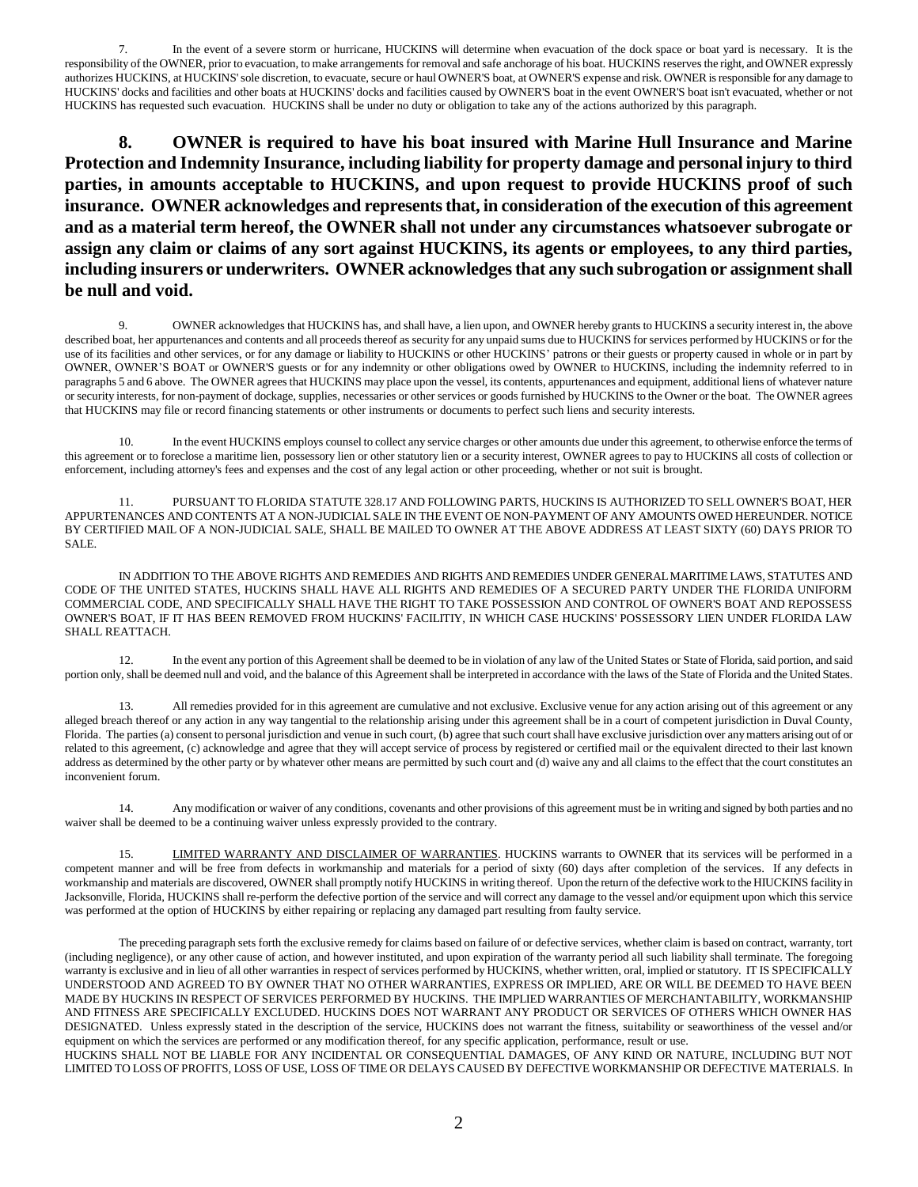7. In the event of a severe storm or hurricane, HUCKINS will determine when evacuation of the dock space or boat yard is necessary. It is the responsibility of the OWNER, prior to evacuation, to make arrangements for removal and safe anchorage of his boat. HUCKINS reserves the right, and OWNER expressly authorizes HUCKINS, at HUCKINS' sole discretion, to evacuate, secure or haul OWNER'S boat, at OWNER'S expense and risk. OWNER is responsible for any damage to HUCKINS' docks and facilities and other boats at HUCKINS' docks and facilities caused by OWNER'S boat in the event OWNER'S boat isn't evacuated, whether or not HUCKINS has requested such evacuation. HUCKINS shall be under no duty or obligation to take any of the actions authorized by this paragraph.

**8. OWNER is required to have his boat insured with Marine Hull Insurance and Marine Protection and Indemnity Insurance, including liability for property damage and personal injury to third parties, in amounts acceptable to HUCKINS, and upon request to provide HUCKINS proof of such insurance. OWNER acknowledges and represents that, in consideration of the execution of this agreement and as a material term hereof, the OWNER shall not under any circumstances whatsoever subrogate or assign any claim or claims of any sort against HUCKINS, its agents or employees, to any third parties, including insurers or underwriters. OWNER acknowledges that any such subrogation or assignment shall be null and void.**

9. OWNER acknowledges that HUCKINS has, and shall have, a lien upon, and OWNER hereby grants to HUCKINS a security interest in, the above described boat, her appurtenances and contents and all proceeds thereof as security for any unpaid sums due to HUCKINS for services performed by HUCKINS or for the use of its facilities and other services, or for any damage or liability to HUCKINS or other HUCKINS' patrons or their guests or property caused in whole or in part by OWNER, OWNER'S BOAT or OWNER'S guests or for any indemnity or other obligations owed by OWNER to HUCKINS, including the indemnity referred to in paragraphs 5 and 6 above. The OWNER agrees that HUCKINS may place upon the vessel, its contents, appurtenances and equipment, additional liens of whatever nature or security interests, for non-payment of dockage, supplies, necessaries or other services or goods furnished by HUCKINS to the Owner or the boat. The OWNER agrees that HUCKINS may file or record financing statements or other instruments or documents to perfect such liens and security interests.

10. In the event HUCKINS employs counsel to collect any service charges or other amounts due under this agreement, to otherwise enforce the terms of this agreement or to foreclose a maritime lien, possessory lien or other statutory lien or a security interest, OWNER agrees to pay to HUCKINS all costs of collection or enforcement, including attorney's fees and expenses and the cost of any legal action or other proceeding, whether or not suit is brought.

11. PURSUANT TO FLORIDA STATUTE 328.17 AND FOLLOWING PARTS, HUCKINS IS AUTHORIZED TO SELL OWNER'S BOAT, HER APPURTENANCES AND CONTENTS AT A NON-JUDICIAL SALE IN THE EVENT OE NON-PAYMENT OF ANY AMOUNTS OWED HEREUNDER. NOTICE BY CERTIFIED MAIL OF A NON-JUDICIAL SALE, SHALL BE MAILED TO OWNER AT THE ABOVE ADDRESS AT LEAST SIXTY (60) DAYS PRIOR TO SALE.

IN ADDITION TO THE ABOVE RIGHTS AND REMEDIES AND RIGHTS AND REMEDIES UNDER GENERAL MARITIME LAWS, STATUTES AND CODE OF THE UNITED STATES, HUCKINS SHALL HAVE ALL RIGHTS AND REMEDIES OF A SECURED PARTY UNDER THE FLORIDA UNIFORM COMMERCIAL CODE, AND SPECIFICALLY SHALL HAVE THE RIGHT TO TAKE POSSESSION AND CONTROL OF OWNER'S BOAT AND REPOSSESS OWNER'S BOAT, IF IT HAS BEEN REMOVED FROM HUCKINS' FACILITIY, IN WHICH CASE HUCKINS' POSSESSORY LIEN UNDER FLORIDA LAW SHALL REATTACH.

12. In the event any portion of this Agreement shall be deemed to be in violation of any law of the United States or State of Florida, said portion, and said portion only, shall be deemed null and void, and the balance of this Agreement shall be interpreted in accordance with the laws of the State of Florida and the United States.

13. All remedies provided for in this agreement are cumulative and not exclusive. Exclusive venue for any action arising out of this agreement or any alleged breach thereof or any action in any way tangential to the relationship arising under this agreement shall be in a court of competent jurisdiction in Duval County, Florida. The parties (a) consent to personal jurisdiction and venue in such court, (b) agree that such court shall have exclusive jurisdiction over any matters arising out of or related to this agreement, (c) acknowledge and agree that they will accept service of process by registered or certified mail or the equivalent directed to their last known address as determined by the other party or by whatever other means are permitted by such court and (d) waive any and all claims to the effect that the court constitutes an inconvenient forum.

14. Any modification or waiver of any conditions, covenants and other provisions of this agreement must be in writing and signed by both parties and no waiver shall be deemed to be a continuing waiver unless expressly provided to the contrary.

15. <u>LIMITED WARRANTY AND DISCLAIMER OF WARRANTIES</u>. HUCKINS warrants to OWNER that its services will be performed in a competent manner and will be free from defects in workmanship and materials for a period of sixty (60) days after completion of the services. If any defects in workmanship and materials are discovered, OWNER shall promptly notify HUCKINS in writing thereof. Upon the return of the defective work to the HIUCKINS facility in Jacksonville, Florida, HUCKINS shall re-perform the defective portion of the service and will correct any damage to the vessel and/or equipment upon which this service was performed at the option of HUCKINS by either repairing or replacing any damaged part resulting from faulty service.

The preceding paragraph sets forth the exclusive remedy for claims based on failure of or defective services, whether claim is based on contract, warranty, tort (including negligence), or any other cause of action, and however instituted, and upon expiration of the warranty period all such liability shall terminate. The foregoing warranty is exclusive and in lieu of all other warranties in respect of services performed by HUCKINS, whether written, oral, implied or statutory. IT IS SPECIFICALLY UNDERSTOOD AND AGREED TO BY OWNER THAT NO OTHER WARRANTIES, EXPRESS OR IMPLIED, ARE OR WILL BE DEEMED TO HAVE BEEN MADE BY HUCKINS IN RESPECT OF SERVICES PERFORMED BY HUCKINS. THE IMPLIED WARRANTIES OF MERCHANTABILITY, WORKMANSHIP AND FITNESS ARE SPECIFICALLY EXCLUDED. HUCKINS DOES NOT WARRANT ANY PRODUCT OR SERVICES OF OTHERS WHICH OWNER HAS DESIGNATED. Unless expressly stated in the description of the service, HUCKINS does not warrant the fitness, suitability or seaworthiness of the vessel and/or equipment on which the services are performed or any modification thereof, for any specific application, performance, result or use.
HUCKINS SHALL NOT BE LIABLE FOR ANY INCIDENTAL OR CONSEQUENTIAL DAMAGES, OF ANY KIND OR NATURE, INCLUDING BUT NOT LIMITED TO LOSS OF PROFITS, LOSS OF USE, LOSS OF TIME OR DELAYS CAUSED BY DEFECTIVE WORKMANSHIP OR DEFECTIVE MATERIALS. In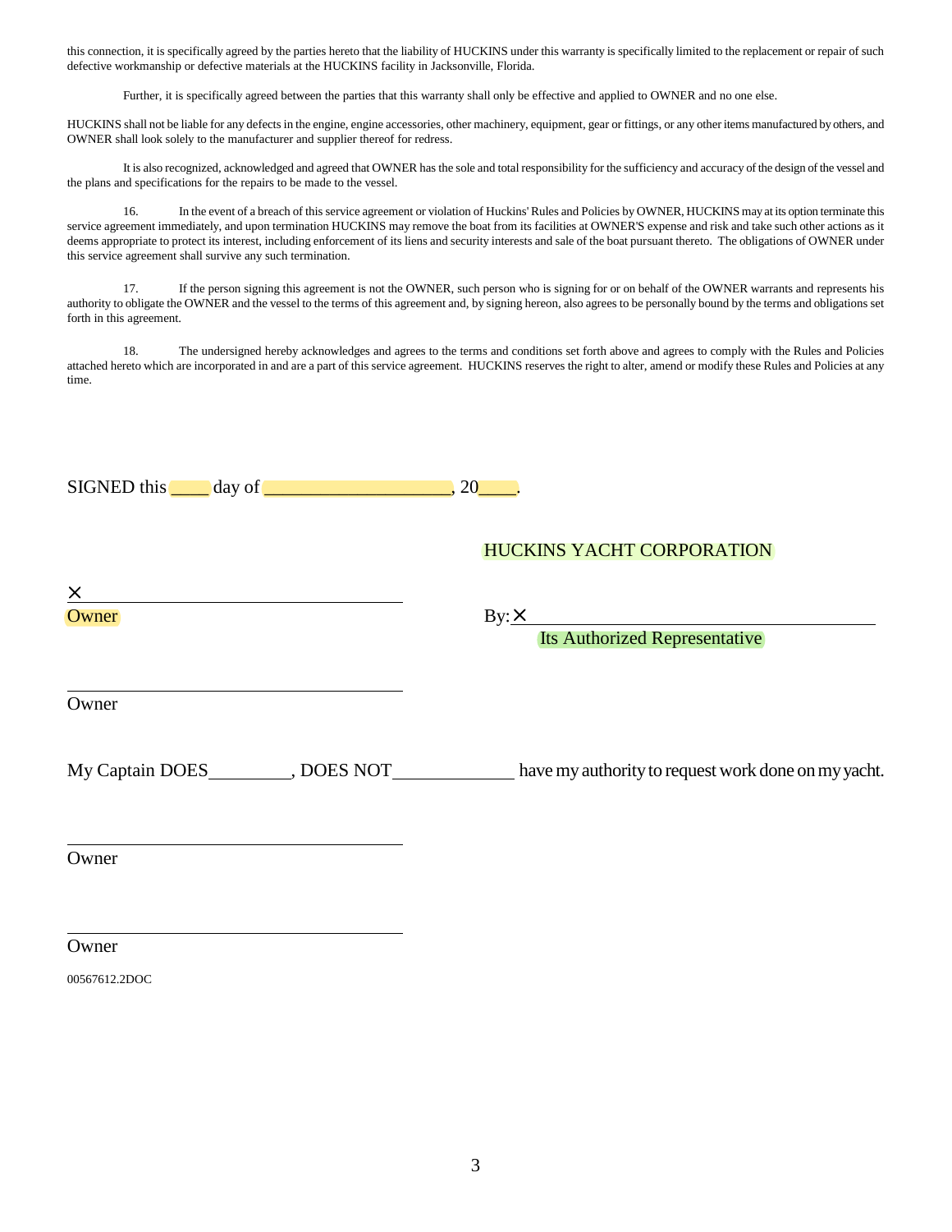this connection, it is specifically agreed by the parties hereto that the liability of HUCKINS under this warranty is specifically limited to the replacement or repair of such defective workmanship or defective materials at the HUCKINS facility in Jacksonville, Florida.

Further, it is specifically agreed between the parties that this warranty shall only be effective and applied to OWNER and no one else.

HUCKINS shall not be liable for any defects in the engine, engine accessories, other machinery, equipment, gear or fittings, or any other items manufactured by others, and OWNER shall look solely to the manufacturer and supplier thereof for redress.

It is also recognized, acknowledged and agreed that OWNER has the sole and total responsibility for the sufficiency and accuracy of the design of the vessel and the plans and specifications for the repairs to be made to the vessel.

16. In the event of a breach of this service agreement or violation of Huckins' Rules and Policies by OWNER, HUCKINS may at its option terminate this service agreement immediately, and upon termination HUCKINS may remove the boat from its facilities at OWNER'S expense and risk and take such other actions as it deems appropriate to protect its interest, including enforcement of its liens and security interests and sale of the boat pursuant thereto. The obligations of OWNER under this service agreement shall survive any such termination.

17. If the person signing this agreement is not the OWNER, such person who is signing for or on behalf of the OWNER warrants and represents his authority to obligate the OWNER and the vessel to the terms of this agreement and, by signing hereon, also agrees to be personally bound by the terms and obligations set forth in this agreement.

18. The undersigned hereby acknowledges and agrees to the terms and conditions set forth above and agrees to comply with the Rules and Policies attached hereto which are incorporated in and are a part of this service agreement. HUCKINS reserves the right to alter, amend or modify these Rules and Policies at any time.

SIGNED this ____ day of ____________________, 20____.

HUCKINS YACHT CORPORATION

×______________________________
Owner

By: ×______________________________
Its Authorized Representative

______________________________
Owner

My Captain DOES_________, DOES NOT_____________ have my authority to request work done on my yacht.

______________________________
Owner

______________________________
Owner

00567612.2DOC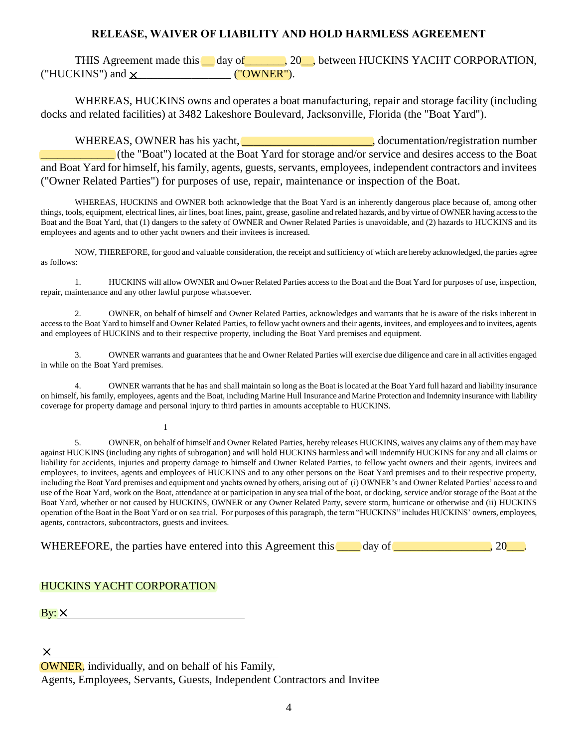# RELEASE, WAIVER OF LIABILITY AND HOLD HARMLESS AGREEMENT

THIS Agreement made this __ day of_______, 20__, between HUCKINS YACHT CORPORATION, ("HUCKINS") and ×_________________ ("OWNER").

WHEREAS, HUCKINS owns and operates a boat manufacturing, repair and storage facility (including docks and related facilities) at 3482 Lakeshore Boulevard, Jacksonville, Florida (the "Boat Yard").

WHEREAS, OWNER has his yacht, _______________________, documentation/registration number _____________ (the "Boat") located at the Boat Yard for storage and/or service and desires access to the Boat and Boat Yard for himself, his family, agents, guests, servants, employees, independent contractors and invitees ("Owner Related Parties") for purposes of use, repair, maintenance or inspection of the Boat.

WHEREAS, HUCKINS and OWNER both acknowledge that the Boat Yard is an inherently dangerous place because of, among other things, tools, equipment, electrical lines, air lines, boat lines, paint, grease, gasoline and related hazards, and by virtue of OWNER having access to the Boat and the Boat Yard, that (1) dangers to the safety of OWNER and Owner Related Parties is unavoidable, and (2) hazards to HUCKINS and its employees and agents and to other yacht owners and their invitees is increased.

NOW, THEREFORE, for good and valuable consideration, the receipt and sufficiency of which are hereby acknowledged, the parties agree as follows:

1. HUCKINS will allow OWNER and Owner Related Parties access to the Boat and the Boat Yard for purposes of use, inspection, repair, maintenance and any other lawful purpose whatsoever.

2. OWNER, on behalf of himself and Owner Related Parties, acknowledges and warrants that he is aware of the risks inherent in access to the Boat Yard to himself and Owner Related Parties, to fellow yacht owners and their agents, invitees, and employees and to invitees, agents and employees of HUCKINS and to their respective property, including the Boat Yard premises and equipment.

3. OWNER warrants and guarantees that he and Owner Related Parties will exercise due diligence and care in all activities engaged in while on the Boat Yard premises.

4. OWNER warrants that he has and shall maintain so long as the Boat is located at the Boat Yard full hazard and liability insurance on himself, his family, employees, agents and the Boat, including Marine Hull Insurance and Marine Protection and Indemnity insurance with liability coverage for property damage and personal injury to third parties in amounts acceptable to HUCKINS.

5. OWNER, on behalf of himself and Owner Related Parties, hereby releases HUCKINS, waives any claims any of them may have against HUCKINS (including any rights of subrogation) and will hold HUCKINS harmless and will indemnify HUCKINS for any and all claims or liability for accidents, injuries and property damage to himself and Owner Related Parties, to fellow yacht owners and their agents, invitees and employees, to invitees, agents and employees of HUCKINS and to any other persons on the Boat Yard premises and to their respective property, including the Boat Yard premises and equipment and yachts owned by others, arising out of (i) OWNER's and Owner Related Parties' access to and use of the Boat Yard, work on the Boat, attendance at or participation in any sea trial of the boat, or docking, service and/or storage of the Boat at the Boat Yard, whether or not caused by HUCKINS, OWNER or any Owner Related Party, severe storm, hurricane or otherwise and (ii) HUCKINS operation of the Boat in the Boat Yard or on sea trial. For purposes of this paragraph, the term "HUCKINS" includes HUCKINS' owners, employees, agents, contractors, subcontractors, guests and invitees.

WHEREFORE, the parties have entered into this Agreement this ____ day of _________________, 20___.

HUCKINS YACHT CORPORATION

By: ×_______________________________

×_______________________________
OWNER, individually, and on behalf of his Family,
Agents, Employees, Servants, Guests, Independent Contractors and Invitee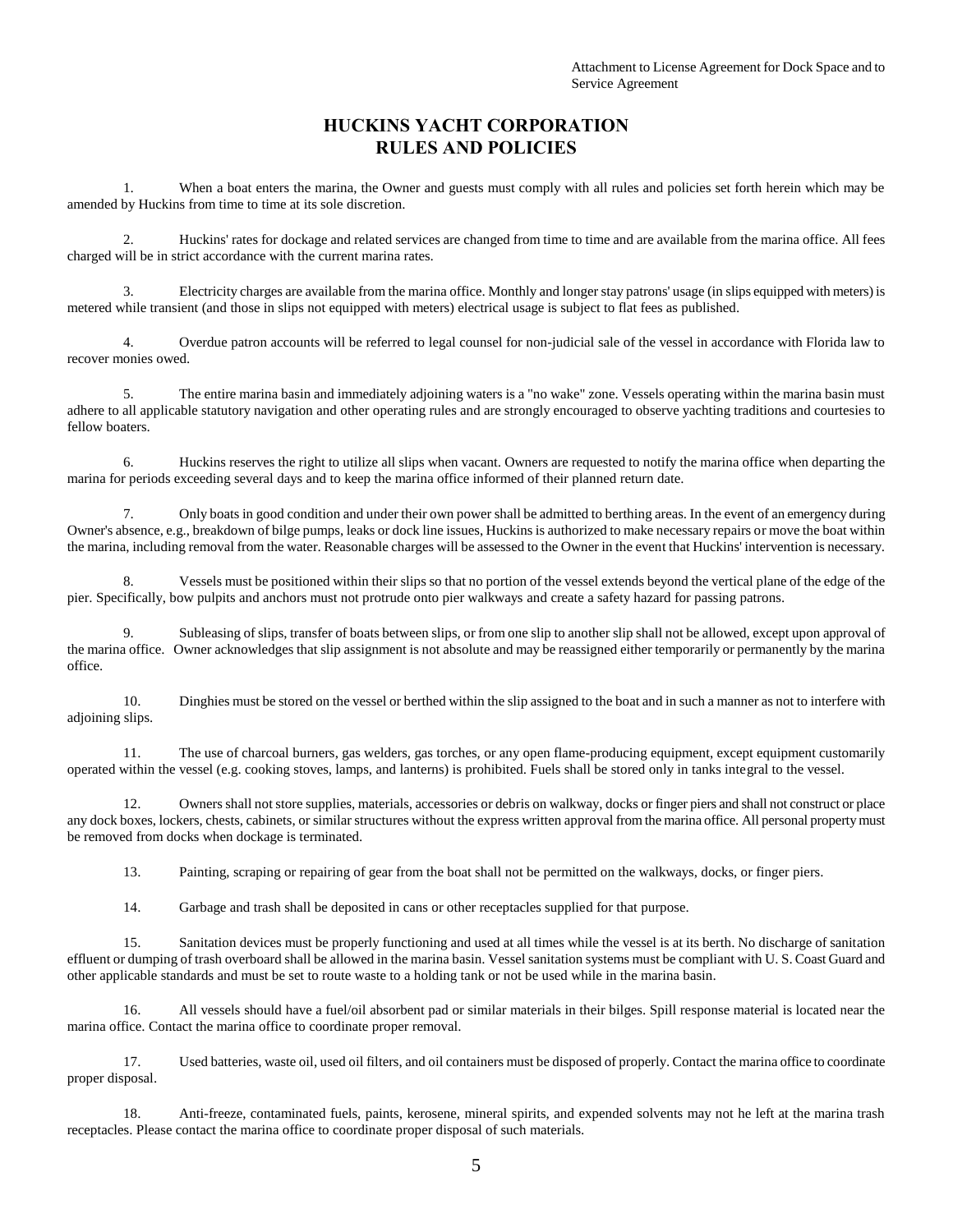Attachment to License Agreement for Dock Space and to Service Agreement

# HUCKINS YACHT CORPORATION
# RULES AND POLICIES

1. When a boat enters the marina, the Owner and guests must comply with all rules and policies set forth herein which may be amended by Huckins from time to time at its sole discretion.

2. Huckins' rates for dockage and related services are changed from time to time and are available from the marina office. All fees charged will be in strict accordance with the current marina rates.

3. Electricity charges are available from the marina office. Monthly and longer stay patrons' usage (in slips equipped with meters) is metered while transient (and those in slips not equipped with meters) electrical usage is subject to flat fees as published.

4. Overdue patron accounts will be referred to legal counsel for non-judicial sale of the vessel in accordance with Florida law to recover monies owed.

5. The entire marina basin and immediately adjoining waters is a "no wake" zone. Vessels operating within the marina basin must adhere to all applicable statutory navigation and other operating rules and are strongly encouraged to observe yachting traditions and courtesies to fellow boaters.

6. Huckins reserves the right to utilize all slips when vacant. Owners are requested to notify the marina office when departing the marina for periods exceeding several days and to keep the marina office informed of their planned return date.

7. Only boats in good condition and under their own power shall be admitted to berthing areas. In the event of an emergency during Owner's absence, e.g., breakdown of bilge pumps, leaks or dock line issues, Huckins is authorized to make necessary repairs or move the boat within the marina, including removal from the water. Reasonable charges will be assessed to the Owner in the event that Huckins' intervention is necessary.

8. Vessels must be positioned within their slips so that no portion of the vessel extends beyond the vertical plane of the edge of the pier. Specifically, bow pulpits and anchors must not protrude onto pier walkways and create a safety hazard for passing patrons.

9. Subleasing of slips, transfer of boats between slips, or from one slip to another slip shall not be allowed, except upon approval of the marina office. Owner acknowledges that slip assignment is not absolute and may be reassigned either temporarily or permanently by the marina office.

10. Dinghies must be stored on the vessel or berthed within the slip assigned to the boat and in such a manner as not to interfere with adjoining slips.

11. The use of charcoal burners, gas welders, gas torches, or any open flame-producing equipment, except equipment customarily operated within the vessel (e.g. cooking stoves, lamps, and lanterns) is prohibited. Fuels shall be stored only in tanks integral to the vessel.

12. Owners shall not store supplies, materials, accessories or debris on walkway, docks or finger piers and shall not construct or place any dock boxes, lockers, chests, cabinets, or similar structures without the express written approval from the marina office. All personal property must be removed from docks when dockage is terminated.

13. Painting, scraping or repairing of gear from the boat shall not be permitted on the walkways, docks, or finger piers.

14. Garbage and trash shall be deposited in cans or other receptacles supplied for that purpose.

15. Sanitation devices must be properly functioning and used at all times while the vessel is at its berth. No discharge of sanitation effluent or dumping of trash overboard shall be allowed in the marina basin. Vessel sanitation systems must be compliant with U. S. Coast Guard and other applicable standards and must be set to route waste to a holding tank or not be used while in the marina basin.

16. All vessels should have a fuel/oil absorbent pad or similar materials in their bilges. Spill response material is located near the marina office. Contact the marina office to coordinate proper removal.

17. Used batteries, waste oil, used oil filters, and oil containers must be disposed of properly. Contact the marina office to coordinate proper disposal.

18. Anti-freeze, contaminated fuels, paints, kerosene, mineral spirits, and expended solvents may not he left at the marina trash receptacles. Please contact the marina office to coordinate proper disposal of such materials.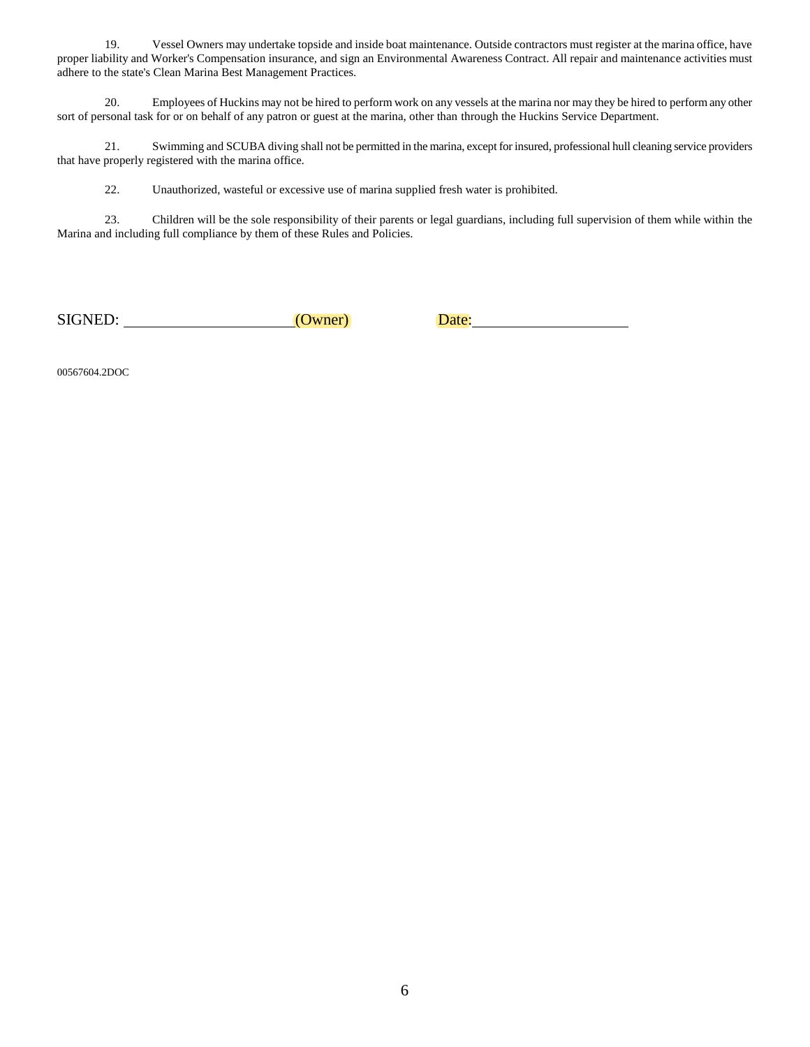19. Vessel Owners may undertake topside and inside boat maintenance. Outside contractors must register at the marina office, have proper liability and Worker's Compensation insurance, and sign an Environmental Awareness Contract. All repair and maintenance activities must adhere to the state's Clean Marina Best Management Practices.

20. Employees of Huckins may not be hired to perform work on any vessels at the marina nor may they be hired to perform any other sort of personal task for or on behalf of any patron or guest at the marina, other than through the Huckins Service Department.

21. Swimming and SCUBA diving shall not be permitted in the marina, except for insured, professional hull cleaning service providers that have properly registered with the marina office.

22. Unauthorized, wasteful or excessive use of marina supplied fresh water is prohibited.

23. Children will be the sole responsibility of their parents or legal guardians, including full supervision of them while within the Marina and including full compliance by them of these Rules and Policies.

SIGNED: ______________________(Owner) Date:____________________

00567604.2DOC